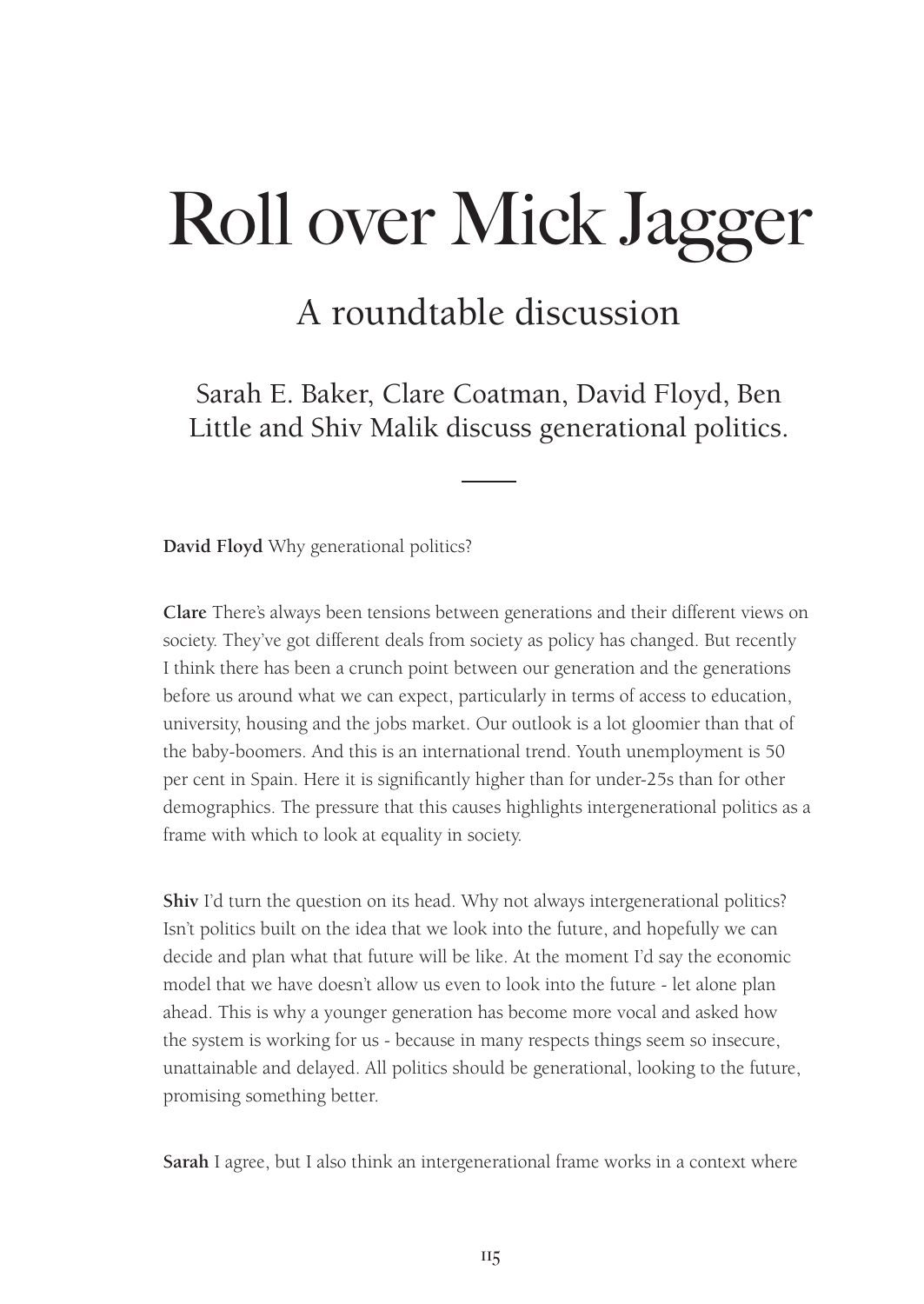# Roll over Mick Jagger

## A roundtable discussion

Sarah E. Baker, Clare Coatman, David Floyd, Ben Little and Shiv Malik discuss generational politics.

**David Floyd** Why generational politics?

**Clare** There's always been tensions between generations and their different views on society. They've got different deals from society as policy has changed. But recently I think there has been a crunch point between our generation and the generations before us around what we can expect, particularly in terms of access to education, university, housing and the jobs market. Our outlook is a lot gloomier than that of the baby-boomers. And this is an international trend. Youth unemployment is 50 per cent in Spain. Here it is significantly higher than for under-25s than for other demographics. The pressure that this causes highlights intergenerational politics as a frame with which to look at equality in society.

**Shiv** I'd turn the question on its head. Why not always intergenerational politics? Isn't politics built on the idea that we look into the future, and hopefully we can decide and plan what that future will be like. At the moment I'd say the economic model that we have doesn't allow us even to look into the future - let alone plan ahead. This is why a younger generation has become more vocal and asked how the system is working for us - because in many respects things seem so insecure, unattainable and delayed. All politics should be generational, looking to the future, promising something better.

**Sarah** I agree, but I also think an intergenerational frame works in a context where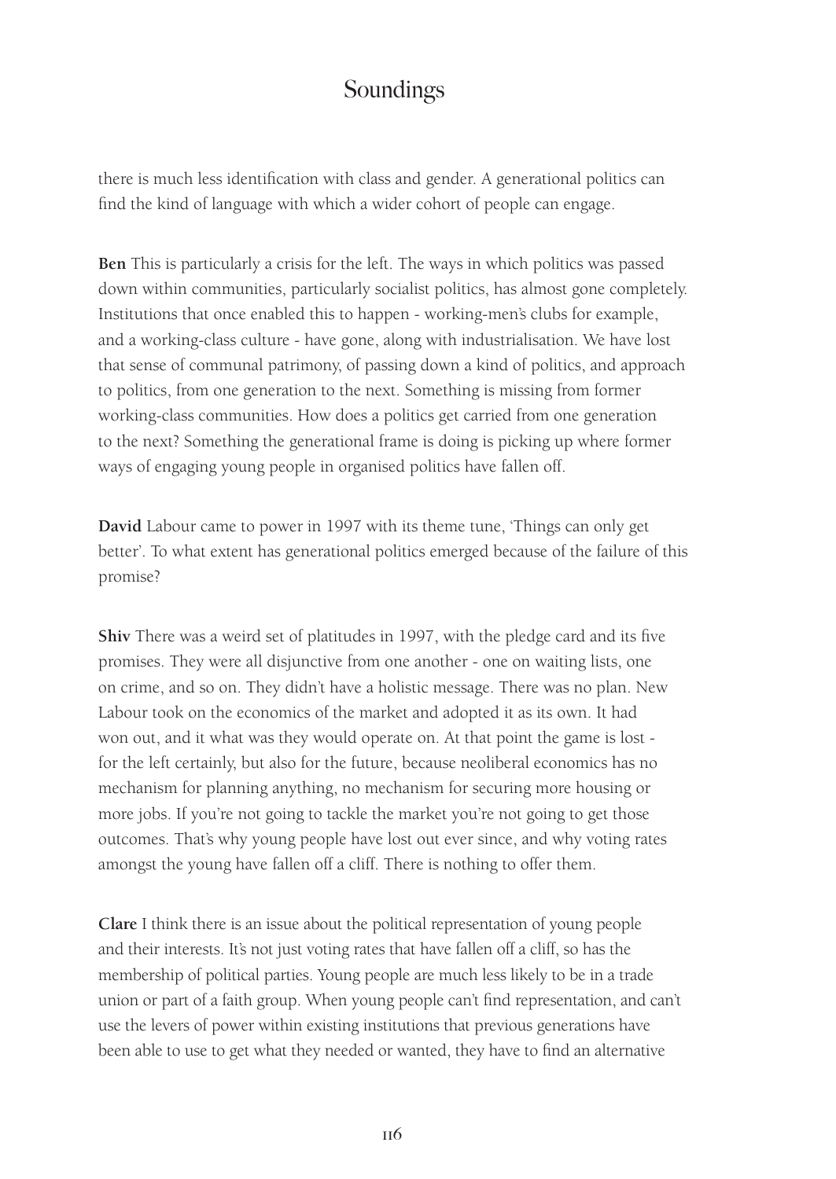there is much less identification with class and gender. A generational politics can find the kind of language with which a wider cohort of people can engage.

**Ben** This is particularly a crisis for the left. The ways in which politics was passed down within communities, particularly socialist politics, has almost gone completely. Institutions that once enabled this to happen - working-men's clubs for example, and a working-class culture - have gone, along with industrialisation. We have lost that sense of communal patrimony, of passing down a kind of politics, and approach to politics, from one generation to the next. Something is missing from former working-class communities. How does a politics get carried from one generation to the next? Something the generational frame is doing is picking up where former ways of engaging young people in organised politics have fallen off.

**David** Labour came to power in 1997 with its theme tune, 'Things can only get better'. To what extent has generational politics emerged because of the failure of this promise?

**Shiv** There was a weird set of platitudes in 1997, with the pledge card and its five promises. They were all disjunctive from one another - one on waiting lists, one on crime, and so on. They didn't have a holistic message. There was no plan. New Labour took on the economics of the market and adopted it as its own. It had won out, and it what was they would operate on. At that point the game is lost - for the left certainly, but also for the future, because neoliberal economics has no mechanism for planning anything, no mechanism for securing more housing or more jobs. If you're not going to tackle the market you're not going to get those outcomes. That's why young people have lost out ever since, and why voting rates amongst the young have fallen off a cliff. There is nothing to offer them.

**Clare** I think there is an issue about the political representation of young people and their interests. It's not just voting rates that have fallen off a cliff, so has the membership of political parties. Young people are much less likely to be in a trade union or part of a faith group. When young people can't find representation, and can't use the levers of power within existing institutions that previous generations have been able to use to get what they needed or wanted, they have to find an alternative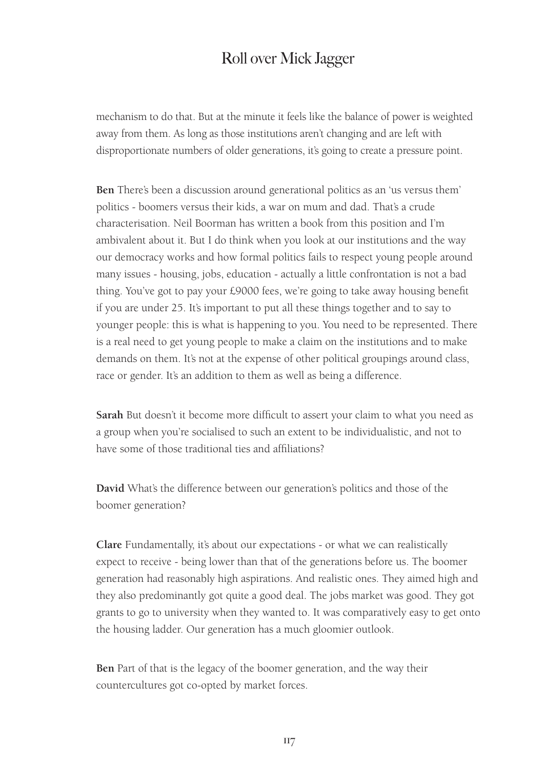mechanism to do that. But at the minute it feels like the balance of power is weighted away from them. As long as those institutions aren't changing and are left with disproportionate numbers of older generations, it's going to create a pressure point.

**Ben** There's been a discussion around generational politics as an 'us versus them' politics - boomers versus their kids, a war on mum and dad. That's a crude characterisation. Neil Boorman has written a book from this position and I'm ambivalent about it. But I do think when you look at our institutions and the way our democracy works and how formal politics fails to respect young people around many issues - housing, jobs, education - actually a little confrontation is not a bad thing. You've got to pay your £9000 fees, we're going to take away housing benefit if you are under 25. It's important to put all these things together and to say to younger people: this is what is happening to you. You need to be represented. There is a real need to get young people to make a claim on the institutions and to make demands on them. It's not at the expense of other political groupings around class, race or gender. It's an addition to them as well as being a difference.

**Sarah** But doesn't it become more difficult to assert your claim to what you need as a group when you're socialised to such an extent to be individualistic, and not to have some of those traditional ties and affiliations?

**David** What's the difference between our generation's politics and those of the boomer generation?

**Clare** Fundamentally, it's about our expectations - or what we can realistically expect to receive - being lower than that of the generations before us. The boomer generation had reasonably high aspirations. And realistic ones. They aimed high and they also predominantly got quite a good deal. The jobs market was good. They got grants to go to university when they wanted to. It was comparatively easy to get onto the housing ladder. Our generation has a much gloomier outlook.

**Ben** Part of that is the legacy of the boomer generation, and the way their countercultures got co-opted by market forces.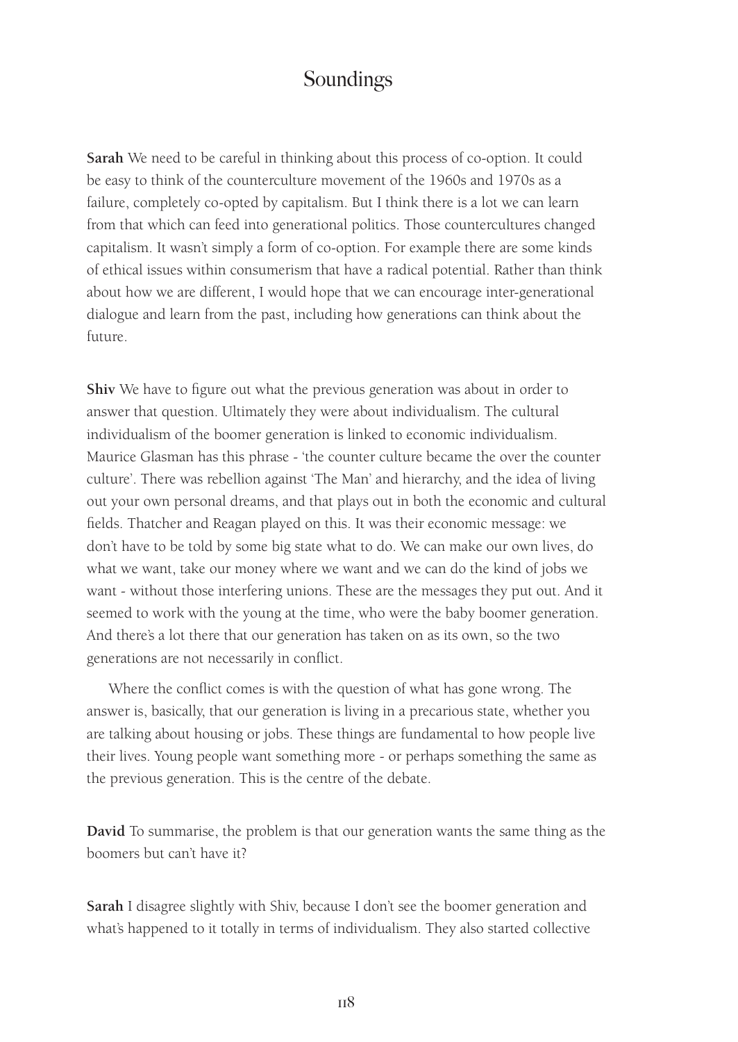**Sarah** We need to be careful in thinking about this process of co-option. It could be easy to think of the counterculture movement of the 1960s and 1970s as a failure, completely co-opted by capitalism. But I think there is a lot we can learn from that which can feed into generational politics. Those countercultures changed capitalism. It wasn't simply a form of co-option. For example there are some kinds of ethical issues within consumerism that have a radical potential. Rather than think about how we are different, I would hope that we can encourage inter-generational dialogue and learn from the past, including how generations can think about the future.

**Shiv** We have to figure out what the previous generation was about in order to answer that question. Ultimately they were about individualism. The cultural individualism of the boomer generation is linked to economic individualism. Maurice Glasman has this phrase - 'the counter culture became the over the counter culture'. There was rebellion against 'The Man' and hierarchy, and the idea of living out your own personal dreams, and that plays out in both the economic and cultural fields. Thatcher and Reagan played on this. It was their economic message: we don't have to be told by some big state what to do. We can make our own lives, do what we want, take our money where we want and we can do the kind of jobs we want - without those interfering unions. These are the messages they put out. And it seemed to work with the young at the time, who were the baby boomer generation. And there's a lot there that our generation has taken on as its own, so the two generations are not necessarily in conflict.

Where the conflict comes is with the question of what has gone wrong. The answer is, basically, that our generation is living in a precarious state, whether you are talking about housing or jobs. These things are fundamental to how people live their lives. Young people want something more - or perhaps something the same as the previous generation. This is the centre of the debate.

**David** To summarise, the problem is that our generation wants the same thing as the boomers but can't have it?

**Sarah** I disagree slightly with Shiv, because I don't see the boomer generation and what's happened to it totally in terms of individualism. They also started collective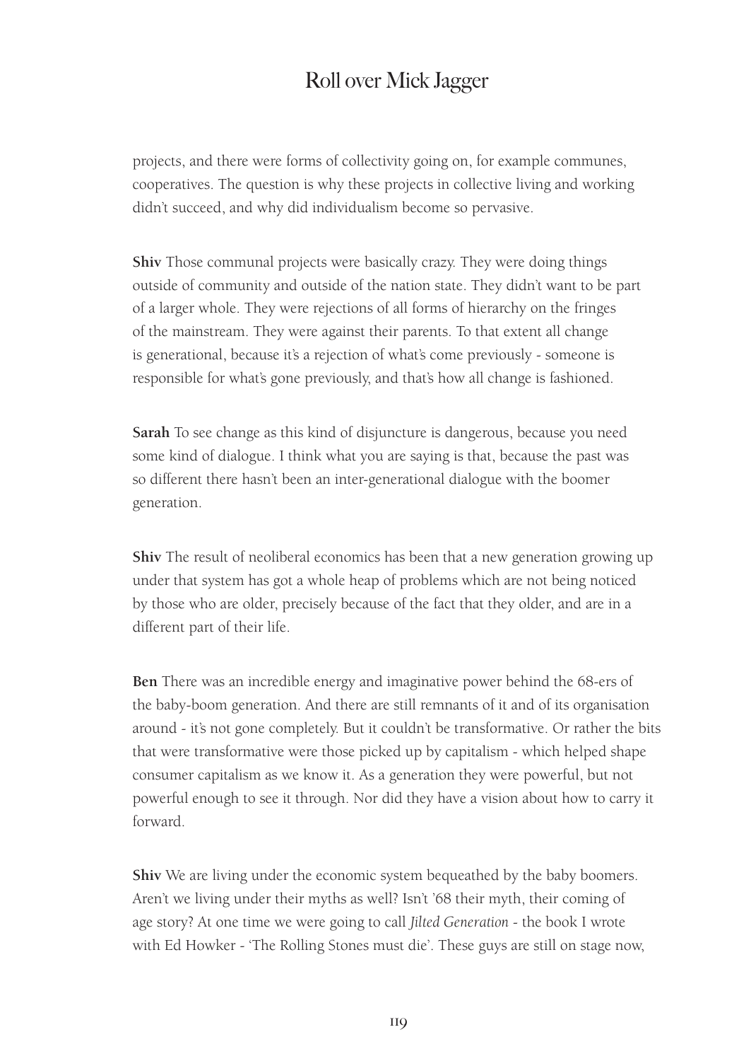projects, and there were forms of collectivity going on, for example communes, cooperatives. The question is why these projects in collective living and working didn't succeed, and why did individualism become so pervasive.

**Shiv** Those communal projects were basically crazy. They were doing things outside of community and outside of the nation state. They didn't want to be part of a larger whole. They were rejections of all forms of hierarchy on the fringes of the mainstream. They were against their parents. To that extent all change is generational, because it's a rejection of what's come previously - someone is responsible for what's gone previously, and that's how all change is fashioned.

**Sarah** To see change as this kind of disjuncture is dangerous, because you need some kind of dialogue. I think what you are saying is that, because the past was so different there hasn't been an inter-generational dialogue with the boomer generation.

**Shiv** The result of neoliberal economics has been that a new generation growing up under that system has got a whole heap of problems which are not being noticed by those who are older, precisely because of the fact that they older, and are in a different part of their life.

**Ben** There was an incredible energy and imaginative power behind the 68-ers of the baby-boom generation. And there are still remnants of it and of its organisation around - it's not gone completely. But it couldn't be transformative. Or rather the bits that were transformative were those picked up by capitalism - which helped shape consumer capitalism as we know it. As a generation they were powerful, but not powerful enough to see it through. Nor did they have a vision about how to carry it forward.

**Shiv** We are living under the economic system bequeathed by the baby boomers. Aren't we living under their myths as well? Isn't '68 their myth, their coming of age story? At one time we were going to call *Jilted Generation* - the book I wrote with Ed Howker - 'The Rolling Stones must die'. These guys are still on stage now,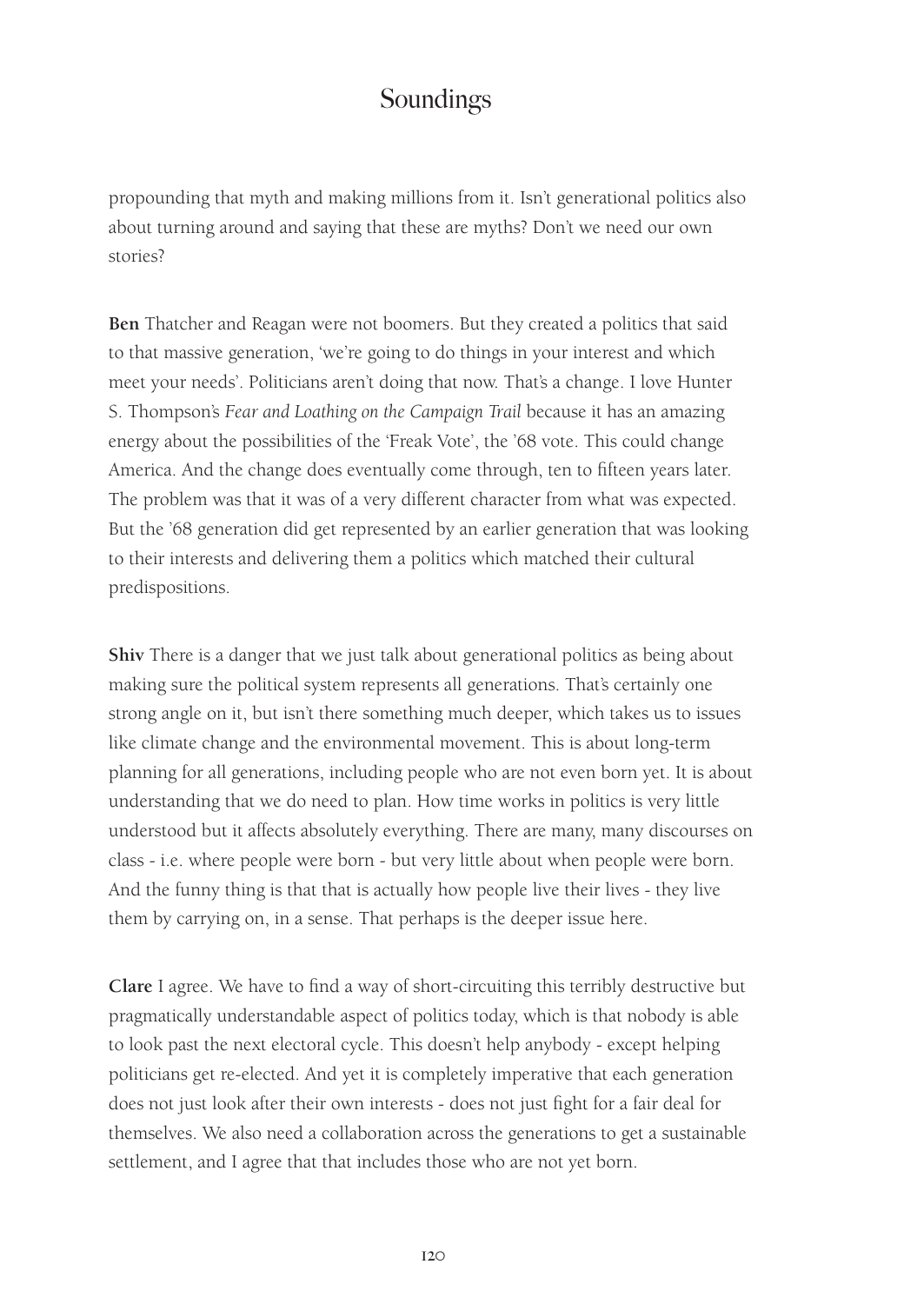propounding that myth and making millions from it. Isn't generational politics also about turning around and saying that these are myths? Don't we need our own stories?

**Ben** Thatcher and Reagan were not boomers. But they created a politics that said to that massive generation, 'we're going to do things in your interest and which meet your needs'. Politicians aren't doing that now. That's a change. I love Hunter S. Thompson's *Fear and Loathing on the Campaign Trail* because it has an amazing energy about the possibilities of the 'Freak Vote', the '68 vote. This could change America. And the change does eventually come through, ten to fifteen years later. The problem was that it was of a very different character from what was expected. But the '68 generation did get represented by an earlier generation that was looking to their interests and delivering them a politics which matched their cultural predispositions.

**Shiv** There is a danger that we just talk about generational politics as being about making sure the political system represents all generations. That's certainly one strong angle on it, but isn't there something much deeper, which takes us to issues like climate change and the environmental movement. This is about long-term planning for all generations, including people who are not even born yet. It is about understanding that we do need to plan. How time works in politics is very little understood but it affects absolutely everything. There are many, many discourses on class - i.e. where people were born - but very little about when people were born. And the funny thing is that that is actually how people live their lives - they live them by carrying on, in a sense. That perhaps is the deeper issue here.

**Clare** I agree. We have to find a way of short-circuiting this terribly destructive but pragmatically understandable aspect of politics today, which is that nobody is able to look past the next electoral cycle. This doesn't help anybody - except helping politicians get re-elected. And yet it is completely imperative that each generation does not just look after their own interests - does not just fight for a fair deal for themselves. We also need a collaboration across the generations to get a sustainable settlement, and I agree that that includes those who are not yet born.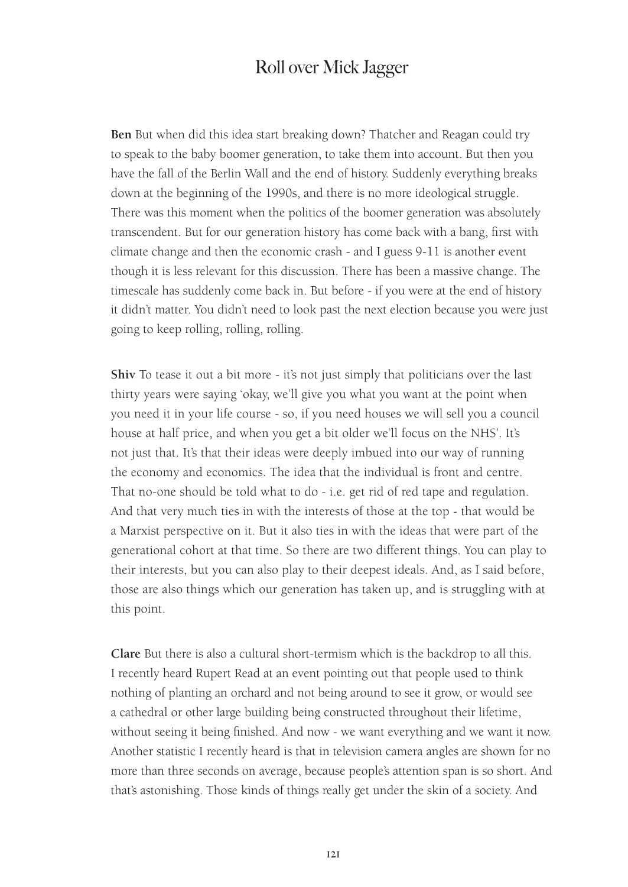# Roll over Mick Jagger

**Ben** But when did this idea start breaking down? Thatcher and Reagan could try to speak to the baby boomer generation, to take them into account. But then you have the fall of the Berlin Wall and the end of history. Suddenly everything breaks down at the beginning of the 1990s, and there is no more ideological struggle. There was this moment when the politics of the boomer generation was absolutely transcendent. But for our generation history has come back with a bang, first with climate change and then the economic crash - and I guess 9-11 is another event though it is less relevant for this discussion. There has been a massive change. The timescale has suddenly come back in. But before - if you were at the end of history it didn't matter. You didn't need to look past the next election because you were just going to keep rolling, rolling, rolling.

**Shiv** To tease it out a bit more - it's not just simply that politicians over the last thirty years were saying 'okay, we'll give you what you want at the point when you need it in your life course - so, if you need houses we will sell you a council house at half price, and when you get a bit older we'll focus on the NHS'. It's not just that. It's that their ideas were deeply imbued into our way of running the economy and economics. The idea that the individual is front and centre. That no-one should be told what to do - i.e. get rid of red tape and regulation. And that very much ties in with the interests of those at the top - that would be a Marxist perspective on it. But it also ties in with the ideas that were part of the generational cohort at that time. So there are two different things. You can play to their interests, but you can also play to their deepest ideals. And, as I said before, those are also things which our generation has taken up, and is struggling with at this point.

**Clare** But there is also a cultural short-termism which is the backdrop to all this. I recently heard Rupert Read at an event pointing out that people used to think nothing of planting an orchard and not being around to see it grow, or would see a cathedral or other large building being constructed throughout their lifetime, without seeing it being finished. And now - we want everything and we want it now. Another statistic I recently heard is that in television camera angles are shown for no more than three seconds on average, because people's attention span is so short. And that's astonishing. Those kinds of things really get under the skin of a society. And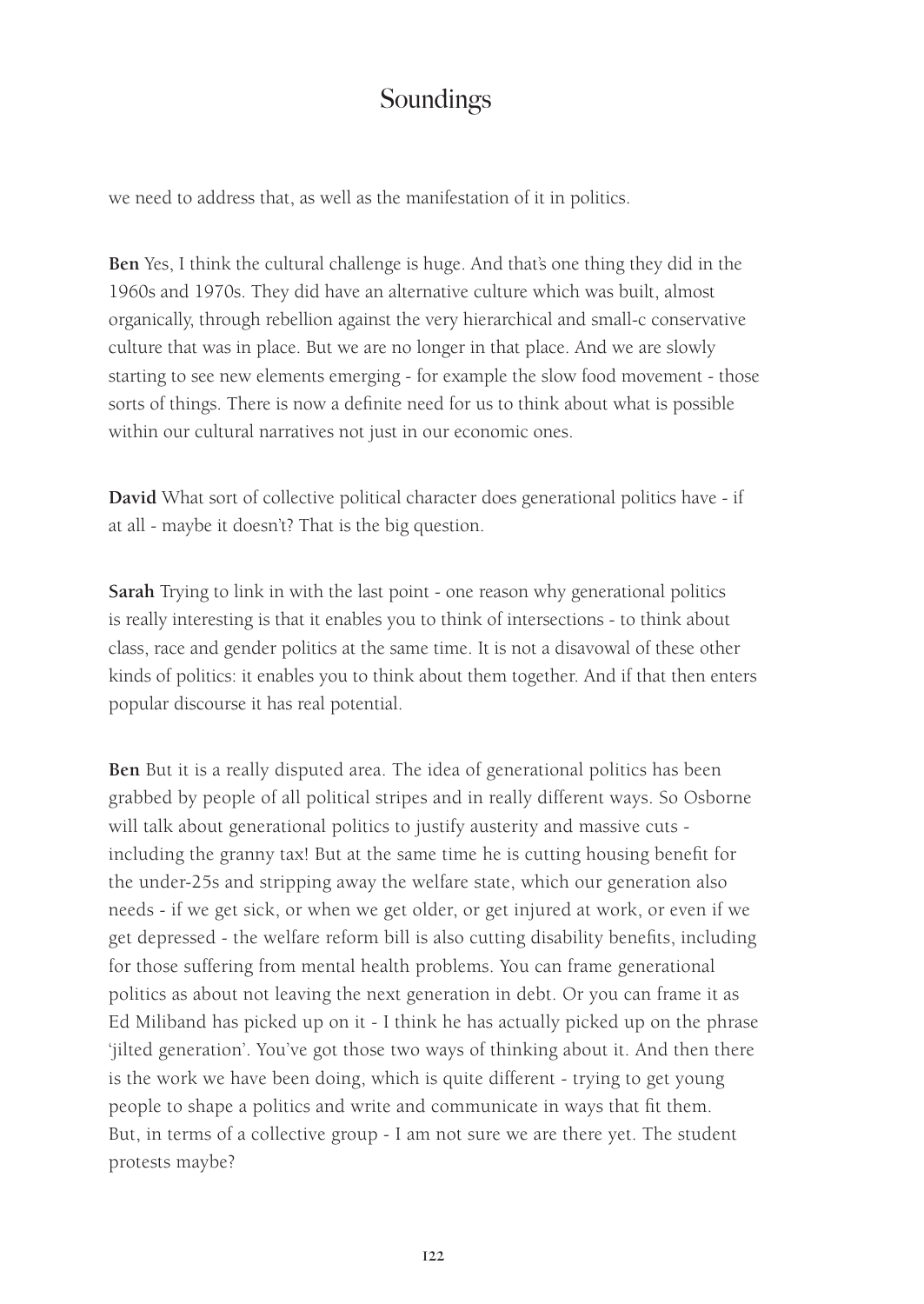we need to address that, as well as the manifestation of it in politics.

**Ben** Yes, I think the cultural challenge is huge. And that's one thing they did in the 1960s and 1970s. They did have an alternative culture which was built, almost organically, through rebellion against the very hierarchical and small-c conservative culture that was in place. But we are no longer in that place. And we are slowly starting to see new elements emerging - for example the slow food movement - those sorts of things. There is now a definite need for us to think about what is possible within our cultural narratives not just in our economic ones.

**David** What sort of collective political character does generational politics have - if at all - maybe it doesn't? That is the big question.

**Sarah** Trying to link in with the last point - one reason why generational politics is really interesting is that it enables you to think of intersections - to think about class, race and gender politics at the same time. It is not a disavowal of these other kinds of politics: it enables you to think about them together. And if that then enters popular discourse it has real potential.

**Ben** But it is a really disputed area. The idea of generational politics has been grabbed by people of all political stripes and in really different ways. So Osborne will talk about generational politics to justify austerity and massive cuts - including the granny tax! But at the same time he is cutting housing benefit for the under-25s and stripping away the welfare state, which our generation also needs - if we get sick, or when we get older, or get injured at work, or even if we get depressed - the welfare reform bill is also cutting disability benefits, including for those suffering from mental health problems. You can frame generational politics as about not leaving the next generation in debt. Or you can frame it as Ed Miliband has picked up on it - I think he has actually picked up on the phrase 'jilted generation'. You've got those two ways of thinking about it. And then there is the work we have been doing, which is quite different - trying to get young people to shape a politics and write and communicate in ways that fit them. But, in terms of a collective group - I am not sure we are there yet. The student protests maybe?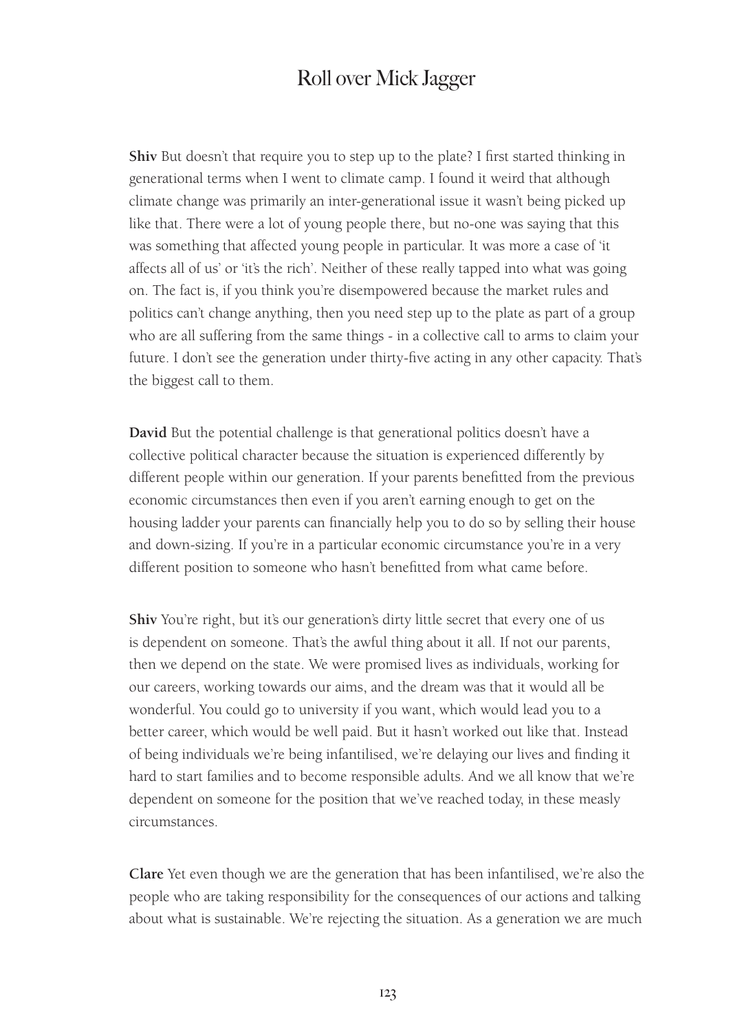**Shiv** But doesn't that require you to step up to the plate? I first started thinking in generational terms when I went to climate camp. I found it weird that although climate change was primarily an inter-generational issue it wasn't being picked up like that. There were a lot of young people there, but no-one was saying that this was something that affected young people in particular. It was more a case of 'it affects all of us' or 'it's the rich'. Neither of these really tapped into what was going on. The fact is, if you think you're disempowered because the market rules and politics can't change anything, then you need step up to the plate as part of a group who are all suffering from the same things - in a collective call to arms to claim your future. I don't see the generation under thirty-five acting in any other capacity. That's the biggest call to them.

**David** But the potential challenge is that generational politics doesn't have a collective political character because the situation is experienced differently by different people within our generation. If your parents benefitted from the previous economic circumstances then even if you aren't earning enough to get on the housing ladder your parents can financially help you to do so by selling their house and down-sizing. If you're in a particular economic circumstance you're in a very different position to someone who hasn't benefitted from what came before.

**Shiv** You're right, but it's our generation's dirty little secret that every one of us is dependent on someone. That's the awful thing about it all. If not our parents, then we depend on the state. We were promised lives as individuals, working for our careers, working towards our aims, and the dream was that it would all be wonderful. You could go to university if you want, which would lead you to a better career, which would be well paid. But it hasn't worked out like that. Instead of being individuals we're being infantilised, we're delaying our lives and finding it hard to start families and to become responsible adults. And we all know that we're dependent on someone for the position that we've reached today, in these measly circumstances.

**Clare** Yet even though we are the generation that has been infantilised, we're also the people who are taking responsibility for the consequences of our actions and talking about what is sustainable. We're rejecting the situation. As a generation we are much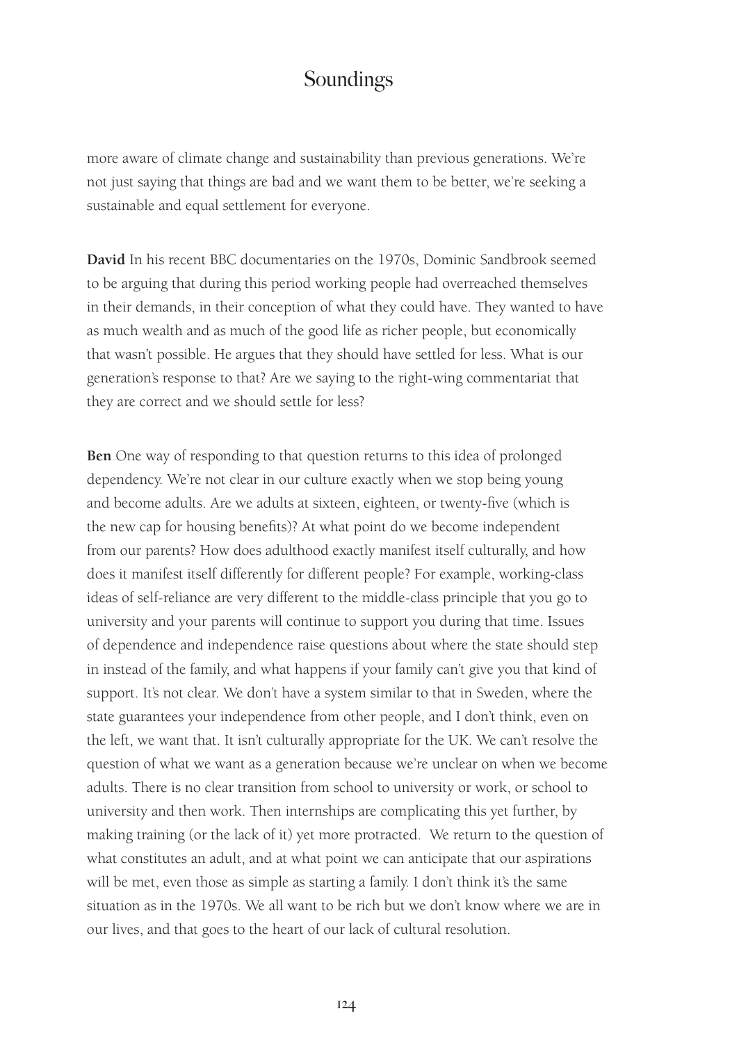more aware of climate change and sustainability than previous generations. We're not just saying that things are bad and we want them to be better, we're seeking a sustainable and equal settlement for everyone.

**David** In his recent BBC documentaries on the 1970s, Dominic Sandbrook seemed to be arguing that during this period working people had overreached themselves in their demands, in their conception of what they could have. They wanted to have as much wealth and as much of the good life as richer people, but economically that wasn't possible. He argues that they should have settled for less. What is our generation's response to that? Are we saying to the right-wing commentariat that they are correct and we should settle for less?

**Ben** One way of responding to that question returns to this idea of prolonged dependency. We're not clear in our culture exactly when we stop being young and become adults. Are we adults at sixteen, eighteen, or twenty-five (which is the new cap for housing benefits)? At what point do we become independent from our parents? How does adulthood exactly manifest itself culturally, and how does it manifest itself differently for different people? For example, working-class ideas of self-reliance are very different to the middle-class principle that you go to university and your parents will continue to support you during that time. Issues of dependence and independence raise questions about where the state should step in instead of the family, and what happens if your family can't give you that kind of support. It's not clear. We don't have a system similar to that in Sweden, where the state guarantees your independence from other people, and I don't think, even on the left, we want that. It isn't culturally appropriate for the UK. We can't resolve the question of what we want as a generation because we're unclear on when we become adults. There is no clear transition from school to university or work, or school to university and then work. Then internships are complicating this yet further, by making training (or the lack of it) yet more protracted. We return to the question of what constitutes an adult, and at what point we can anticipate that our aspirations will be met, even those as simple as starting a family. I don't think it's the same situation as in the 1970s. We all want to be rich but we don't know where we are in our lives, and that goes to the heart of our lack of cultural resolution.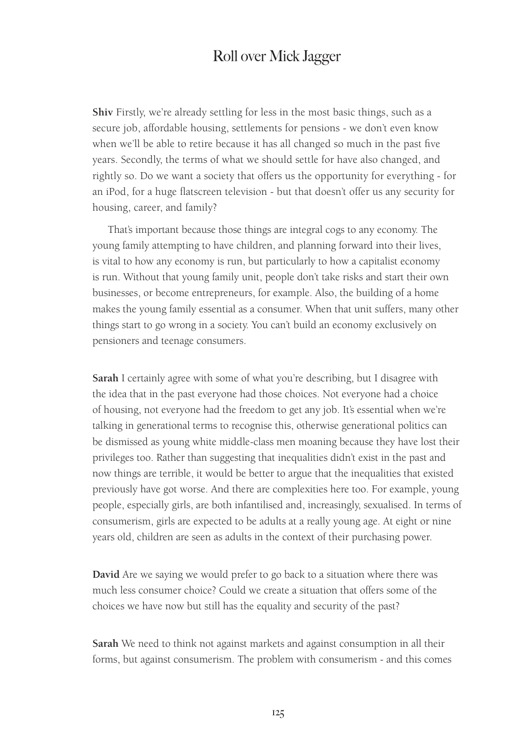**Shiv** Firstly, we're already settling for less in the most basic things, such as a secure job, affordable housing, settlements for pensions - we don't even know when we'll be able to retire because it has all changed so much in the past five years. Secondly, the terms of what we should settle for have also changed, and rightly so. Do we want a society that offers us the opportunity for everything - for an iPod, for a huge flatscreen television - but that doesn't offer us any security for housing, career, and family?

That's important because those things are integral cogs to any economy. The young family attempting to have children, and planning forward into their lives, is vital to how any economy is run, but particularly to how a capitalist economy is run. Without that young family unit, people don't take risks and start their own businesses, or become entrepreneurs, for example. Also, the building of a home makes the young family essential as a consumer. When that unit suffers, many other things start to go wrong in a society. You can't build an economy exclusively on pensioners and teenage consumers.

**Sarah** I certainly agree with some of what you're describing, but I disagree with the idea that in the past everyone had those choices. Not everyone had a choice of housing, not everyone had the freedom to get any job. It's essential when we're talking in generational terms to recognise this, otherwise generational politics can be dismissed as young white middle-class men moaning because they have lost their privileges too. Rather than suggesting that inequalities didn't exist in the past and now things are terrible, it would be better to argue that the inequalities that existed previously have got worse. And there are complexities here too. For example, young people, especially girls, are both infantilised and, increasingly, sexualised. In terms of consumerism, girls are expected to be adults at a really young age. At eight or nine years old, children are seen as adults in the context of their purchasing power.

**David** Are we saying we would prefer to go back to a situation where there was much less consumer choice? Could we create a situation that offers some of the choices we have now but still has the equality and security of the past?

**Sarah** We need to think not against markets and against consumption in all their forms, but against consumerism. The problem with consumerism - and this comes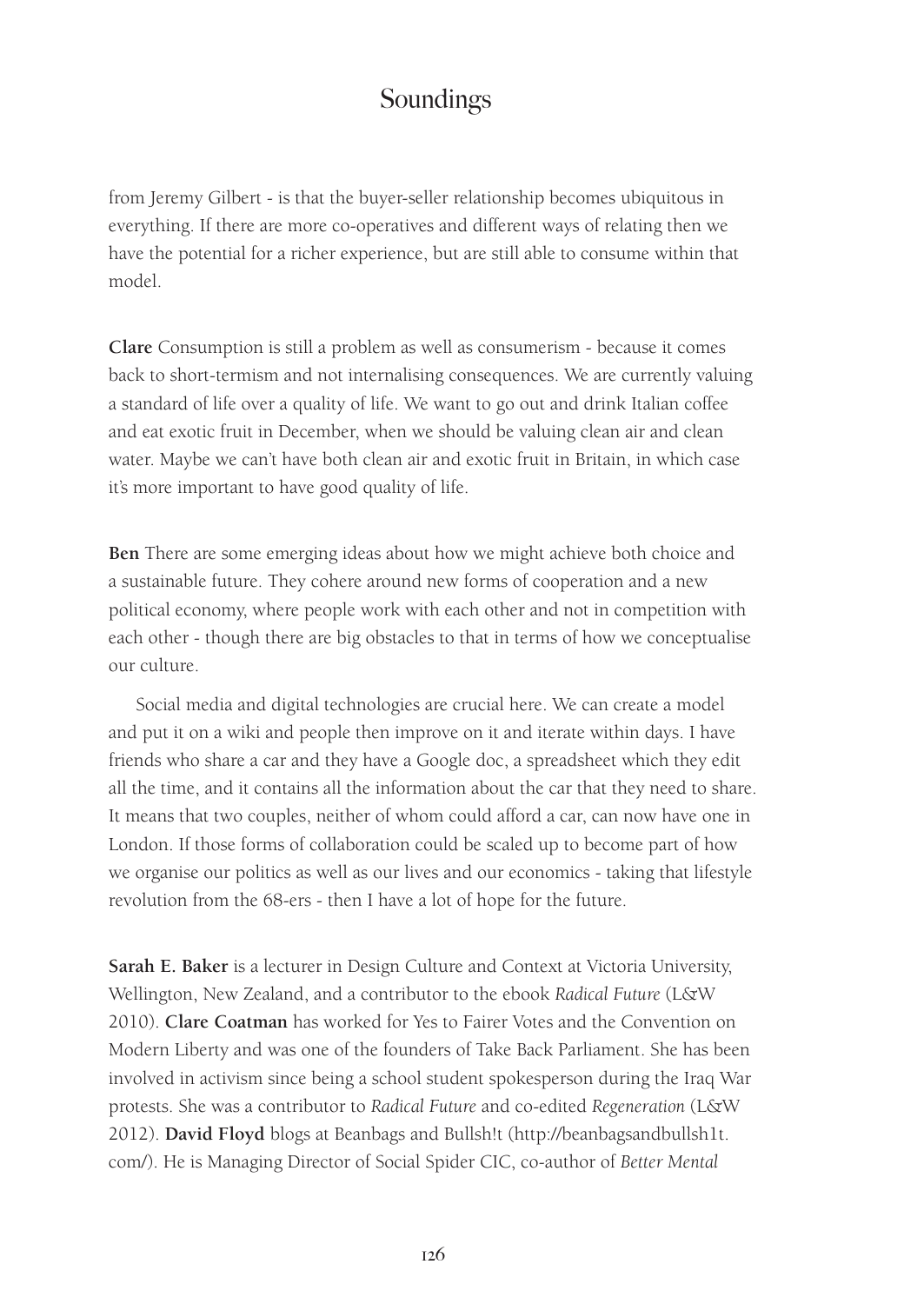from Jeremy Gilbert - is that the buyer-seller relationship becomes ubiquitous in everything. If there are more co-operatives and different ways of relating then we have the potential for a richer experience, but are still able to consume within that model.

**Clare** Consumption is still a problem as well as consumerism - because it comes back to short-termism and not internalising consequences. We are currently valuing a standard of life over a quality of life. We want to go out and drink Italian coffee and eat exotic fruit in December, when we should be valuing clean air and clean water. Maybe we can't have both clean air and exotic fruit in Britain, in which case it's more important to have good quality of life.

**Ben** There are some emerging ideas about how we might achieve both choice and a sustainable future. They cohere around new forms of cooperation and a new political economy, where people work with each other and not in competition with each other - though there are big obstacles to that in terms of how we conceptualise our culture.

Social media and digital technologies are crucial here. We can create a model and put it on a wiki and people then improve on it and iterate within days. I have friends who share a car and they have a Google doc, a spreadsheet which they edit all the time, and it contains all the information about the car that they need to share. It means that two couples, neither of whom could afford a car, can now have one in London. If those forms of collaboration could be scaled up to become part of how we organise our politics as well as our lives and our economics - taking that lifestyle revolution from the 68-ers - then I have a lot of hope for the future.

**Sarah E. Baker** is a lecturer in Design Culture and Context at Victoria University, Wellington, New Zealand, and a contributor to the ebook *Radical Future* (L&W 2010). **Clare Coatman** has worked for Yes to Fairer Votes and the Convention on Modern Liberty and was one of the founders of Take Back Parliament. She has been involved in activism since being a school student spokesperson during the Iraq War protests. She was a contributor to *Radical Future* and co-edited *Regeneration* (L&W 2012). **David Floyd** blogs at Beanbags and Bullsh!t (http://beanbagsandbullsh1t.com/). He is Managing Director of Social Spider CIC, co-author of *Better Mental*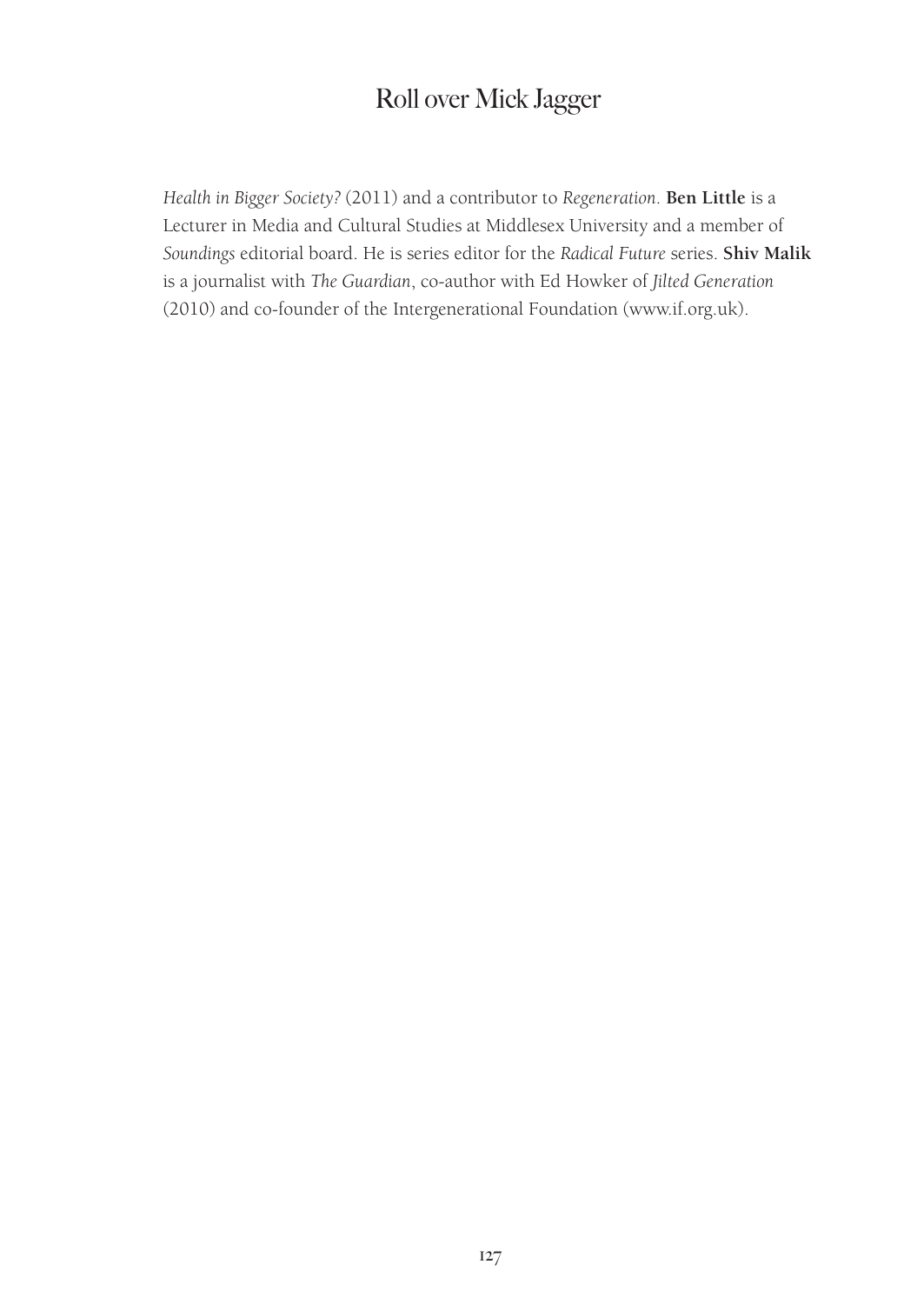*Health in Bigger Society?* (2011) and a contributor to *Regeneration*. **Ben Little** is a Lecturer in Media and Cultural Studies at Middlesex University and a member of *Soundings* editorial board. He is series editor for the *Radical Future* series. **Shiv Malik** is a journalist with *The Guardian*, co-author with Ed Howker of *Jilted Generation* (2010) and co-founder of the Intergenerational Foundation (www.if.org.uk).